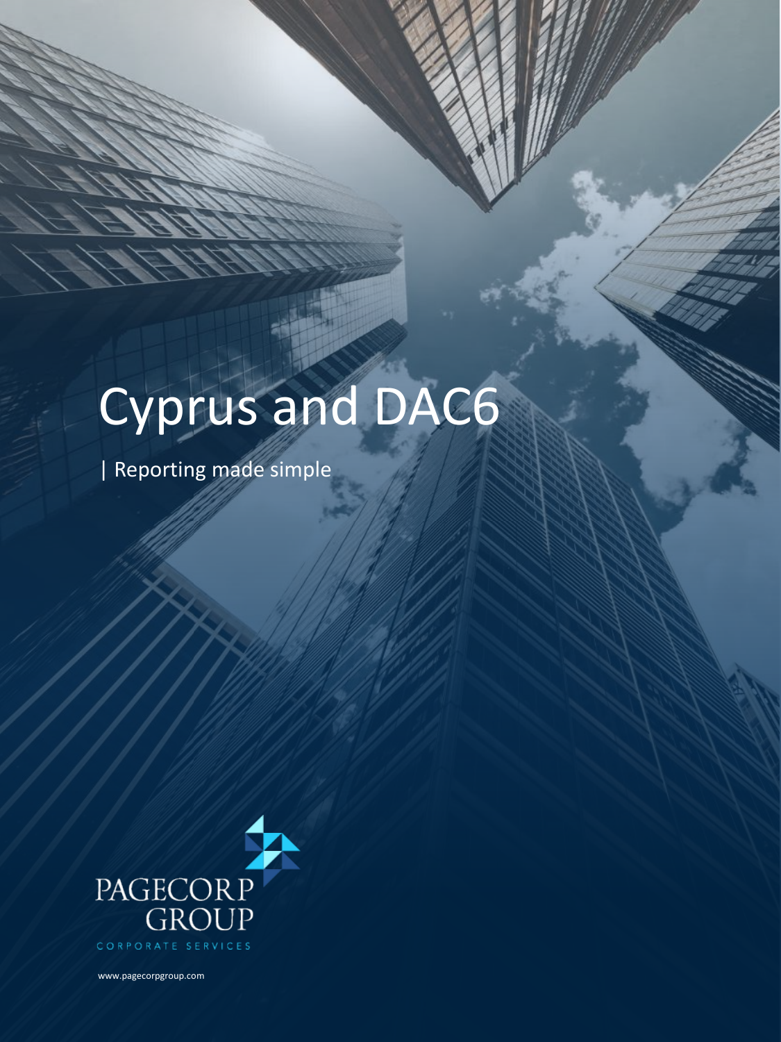# Cyprus and DAC6

| Reporting made simple

PAGECORP GROUP

CORPORATE SERVICES

www.pagecorpgroup.com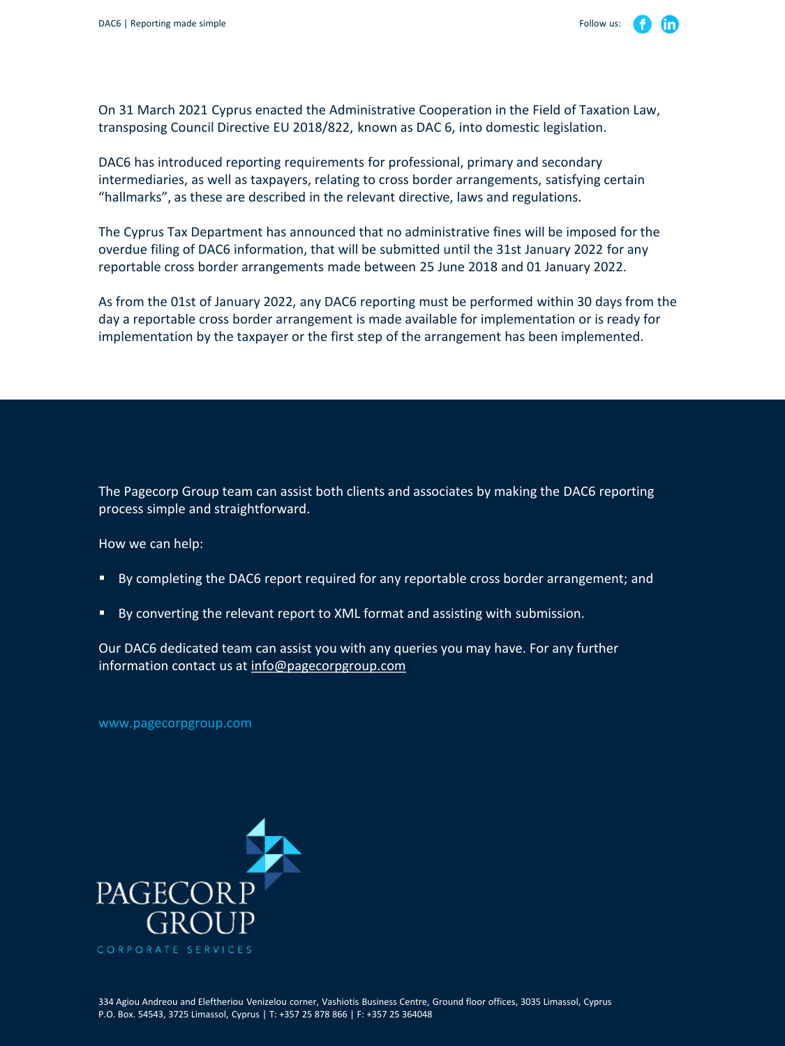On 31 March 2021 Cyprus enacted the Administrative Cooperation in the Field of Taxation Law, transposing Council Directive EU 2018/822, known as DAC 6, into domestic legislation.

DAC6 has introduced reporting requirements for professional, primary and secondary intermediaries, as well as taxpayers, relating to cross border arrangements, satisfying certain "hallmarks", as these are described in the relevant directive, laws and regulations.

The Cyprus Tax Department has announced that no administrative fines will be imposed for the overdue filing of DAC6 information, that will be submitted until the 31st January 2022 for any reportable cross border arrangements made between 25 June 2018 and 01 January 2022.

As from the 01st of January 2022, any DAC6 reporting must be performed within 30 days from the day a reportable cross border arrangement is made available for implementation or is ready for implementation by the taxpayer or the first step of the arrangement has been implemented.

The Pagecorp Group team can assist both clients and associates by making the DAC6 reporting process simple and straightforward.

How we can help:

- By completing the DAC6 report required for any reportable cross border arrangement; and
- By converting the relevant report to XML format and assisting with submission.

Our DAC6 dedicated team can assist you with any queries you may have. For any further information contact us at info@pagecorpgroup.com

www.pagecorpgroup.com

PAGECORP GROUP
CORPORATE SERVICES

334 Agiou Andreou and Eleftheriou Venizelou corner, Vashiotis Business Centre, Ground floor offices, 3035 Limassol, Cyprus
P.O. Box. 54543, 3725 Limassol, Cyprus | T: +357 25 878 866 | F: +357 25 364048